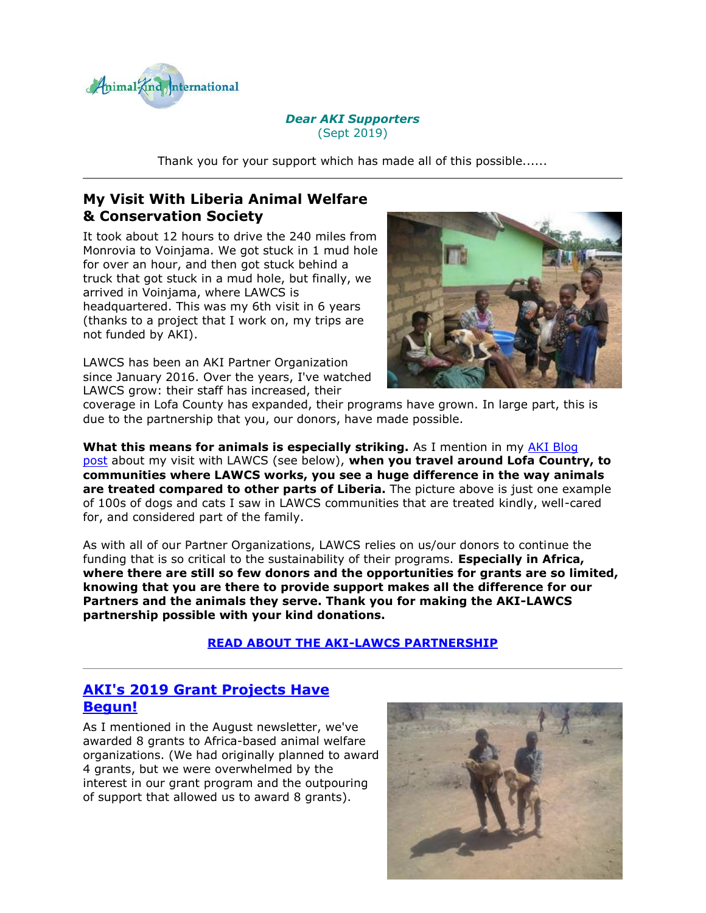Animal Kind International

***Dear AKI Supporters***
(Sept 2019)

Thank you for your support which has made all of this possible......

---

## My Visit With Liberia Animal Welfare & Conservation Society

It took about 12 hours to drive the 240 miles from Monrovia to Voinjama. We got stuck in 1 mud hole for over an hour, and then got stuck behind a truck that got stuck in a mud hole, but finally, we arrived in Voinjama, where LAWCS is headquartered. This was my 6th visit in 6 years (thanks to a project that I work on, my trips are not funded by AKI).

LAWCS has been an AKI Partner Organization since January 2016. Over the years, I've watched LAWCS grow: their staff has increased, their coverage in Lofa County has expanded, their programs have grown. In large part, this is due to the partnership that you, our donors, have made possible.

**What this means for animals is especially striking.** As I mention in my AKI Blog post about my visit with LAWCS (see below), **when you travel around Lofa Country, to communities where LAWCS works, you see a huge difference in the way animals are treated compared to other parts of Liberia.** The picture above is just one example of 100s of dogs and cats I saw in LAWCS communities that are treated kindly, well-cared for, and considered part of the family.

As with all of our Partner Organizations, LAWCS relies on us/our donors to continue the funding that is so critical to the sustainability of their programs. **Especially in Africa, where there are still so few donors and the opportunities for grants are so limited, knowing that you are there to provide support makes all the difference for our Partners and the animals they serve. Thank you for making the AKI-LAWCS partnership possible with your kind donations.**

**READ ABOUT THE AKI-LAWCS PARTNERSHIP**

---

## AKI's 2019 Grant Projects Have Begun!

As I mentioned in the August newsletter, we've awarded 8 grants to Africa-based animal welfare organizations. (We had originally planned to award 4 grants, but we were overwhelmed by the interest in our grant program and the outpouring of support that allowed us to award 8 grants).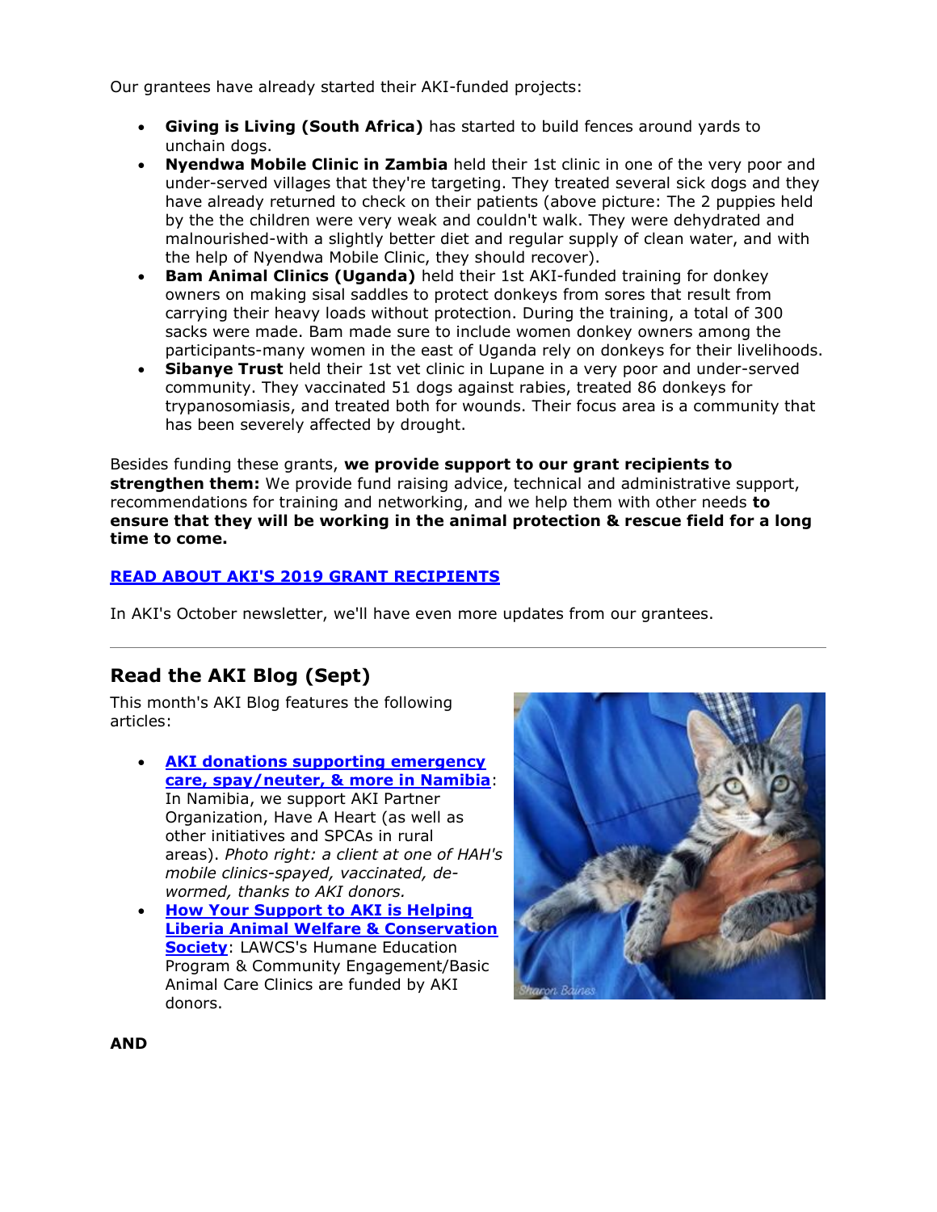Our grantees have already started their AKI-funded projects:

- **Giving is Living (South Africa)** has started to build fences around yards to unchain dogs.
- **Nyendwa Mobile Clinic in Zambia** held their 1st clinic in one of the very poor and under-served villages that they're targeting. They treated several sick dogs and they have already returned to check on their patients (above picture: The 2 puppies held by the the children were very weak and couldn't walk. They were dehydrated and malnourished-with a slightly better diet and regular supply of clean water, and with the help of Nyendwa Mobile Clinic, they should recover).
- **Bam Animal Clinics (Uganda)** held their 1st AKI-funded training for donkey owners on making sisal saddles to protect donkeys from sores that result from carrying their heavy loads without protection. During the training, a total of 300 sacks were made. Bam made sure to include women donkey owners among the participants-many women in the east of Uganda rely on donkeys for their livelihoods.
- **Sibanye Trust** held their 1st vet clinic in Lupane in a very poor and under-served community. They vaccinated 51 dogs against rabies, treated 86 donkeys for trypanosomiasis, and treated both for wounds. Their focus area is a community that has been severely affected by drought.

Besides funding these grants, **we provide support to our grant recipients to strengthen them:** We provide fund raising advice, technical and administrative support, recommendations for training and networking, and we help them with other needs **to ensure that they will be working in the animal protection & rescue field for a long time to come.**

**READ ABOUT AKI'S 2019 GRANT RECIPIENTS**

In AKI's October newsletter, we'll have even more updates from our grantees.

---

## Read the AKI Blog (Sept)

This month's AKI Blog features the following articles:

- **AKI donations supporting emergency care, spay/neuter, & more in Namibia**: In Namibia, we support AKI Partner Organization, Have A Heart (as well as other initiatives and SPCAs in rural areas). *Photo right: a client at one of HAH's mobile clinics-spayed, vaccinated, de-wormed, thanks to AKI donors.*
- **How Your Support to AKI is Helping Liberia Animal Welfare & Conservation Society**: LAWCS's Humane Education Program & Community Engagement/Basic Animal Care Clinics are funded by AKI donors.

**AND**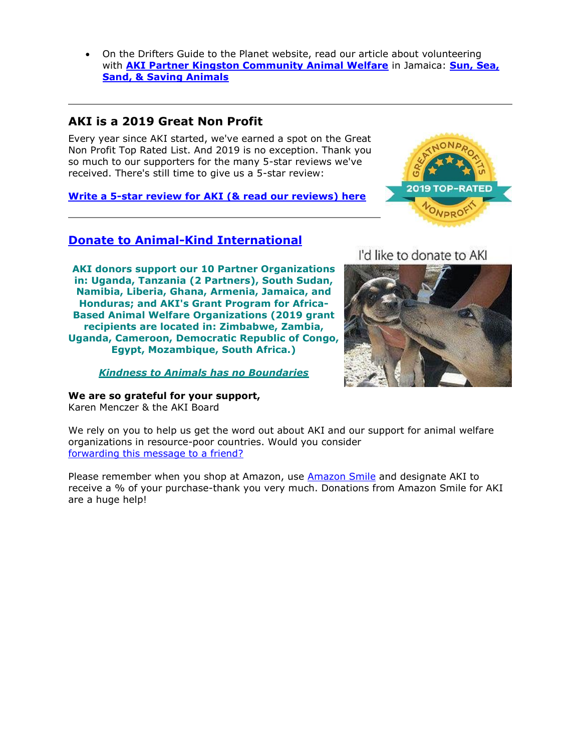- On the Drifters Guide to the Planet website, read our article about volunteering with **AKI Partner Kingston Community Animal Welfare** in Jamaica: **Sun, Sea, Sand, & Saving Animals**

---

## AKI is a 2019 Great Non Profit

Every year since AKI started, we've earned a spot on the Great Non Profit Top Rated List. And 2019 is no exception. Thank you so much to our supporters for the many 5-star reviews we've received. There's still time to give us a 5-star review:

**Write a 5-star review for AKI (& read our reviews) here**

---

## Donate to Animal-Kind International

**AKI donors support our 10 Partner Organizations in: Uganda, Tanzania (2 Partners), South Sudan, Namibia, Liberia, Ghana, Armenia, Jamaica, and Honduras; and AKI's Grant Program for Africa-Based Animal Welfare Organizations (2019 grant recipients are located in: Zimbabwe, Zambia, Uganda, Cameroon, Democratic Republic of Congo, Egypt, Mozambique, South Africa.)**

***Kindness to Animals has no Boundaries***

**We are so grateful for your support,**
Karen Menczer & the AKI Board

We rely on you to help us get the word out about AKI and our support for animal welfare organizations in resource-poor countries. Would you consider forwarding this message to a friend?

Please remember when you shop at Amazon, use Amazon Smile and designate AKI to receive a % of your purchase-thank you very much. Donations from Amazon Smile for AKI are a huge help!